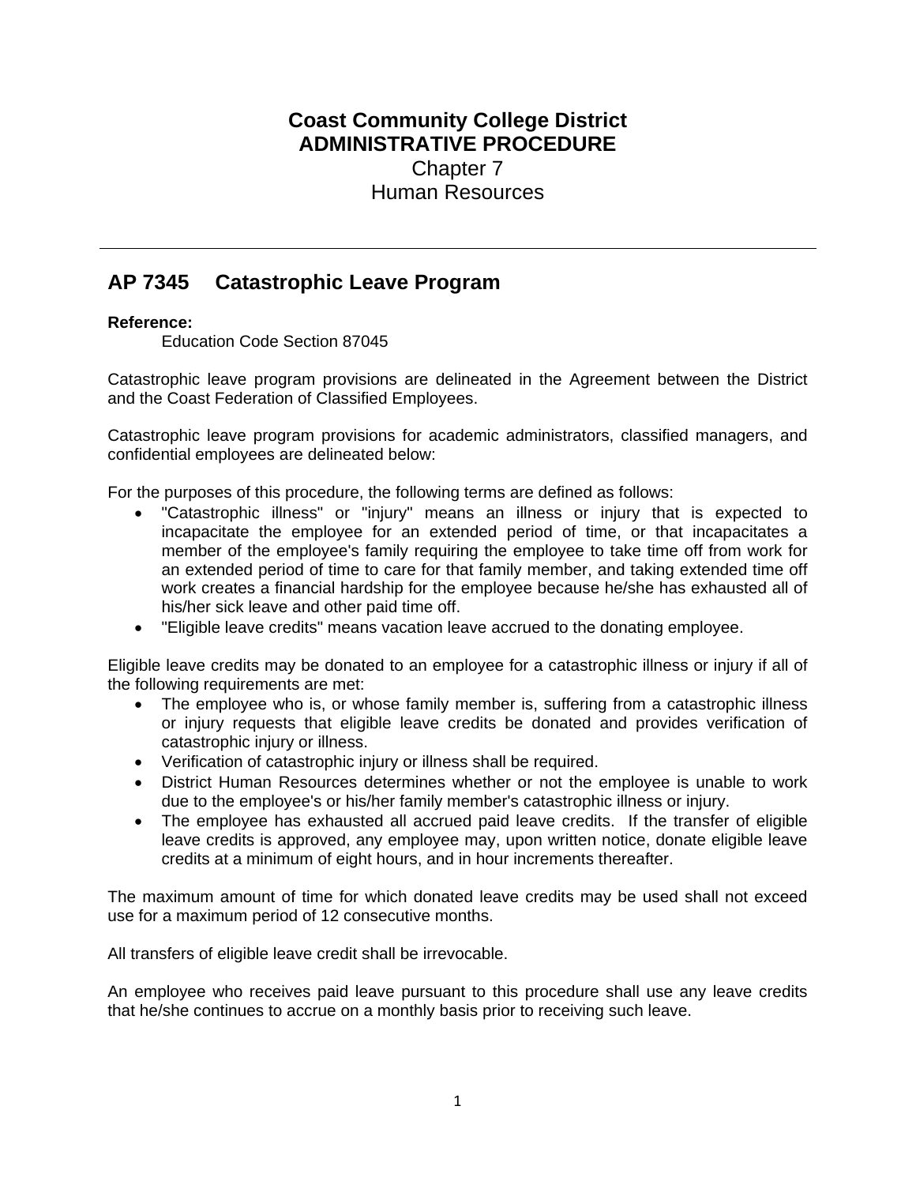**Coast Community College District**
**ADMINISTRATIVE PROCEDURE**
Chapter 7
Human Resources

---

## AP 7345 Catastrophic Leave Program

**Reference:**
Education Code Section 87045

Catastrophic leave program provisions are delineated in the Agreement between the District and the Coast Federation of Classified Employees.

Catastrophic leave program provisions for academic administrators, classified managers, and confidential employees are delineated below:

For the purposes of this procedure, the following terms are defined as follows:

- "Catastrophic illness" or "injury" means an illness or injury that is expected to incapacitate the employee for an extended period of time, or that incapacitates a member of the employee's family requiring the employee to take time off from work for an extended period of time to care for that family member, and taking extended time off work creates a financial hardship for the employee because he/she has exhausted all of his/her sick leave and other paid time off.
- "Eligible leave credits" means vacation leave accrued to the donating employee.

Eligible leave credits may be donated to an employee for a catastrophic illness or injury if all of the following requirements are met:

- The employee who is, or whose family member is, suffering from a catastrophic illness or injury requests that eligible leave credits be donated and provides verification of catastrophic injury or illness.
- Verification of catastrophic injury or illness shall be required.
- District Human Resources determines whether or not the employee is unable to work due to the employee's or his/her family member's catastrophic illness or injury.
- The employee has exhausted all accrued paid leave credits. If the transfer of eligible leave credits is approved, any employee may, upon written notice, donate eligible leave credits at a minimum of eight hours, and in hour increments thereafter.

The maximum amount of time for which donated leave credits may be used shall not exceed use for a maximum period of 12 consecutive months.

All transfers of eligible leave credit shall be irrevocable.

An employee who receives paid leave pursuant to this procedure shall use any leave credits that he/she continues to accrue on a monthly basis prior to receiving such leave.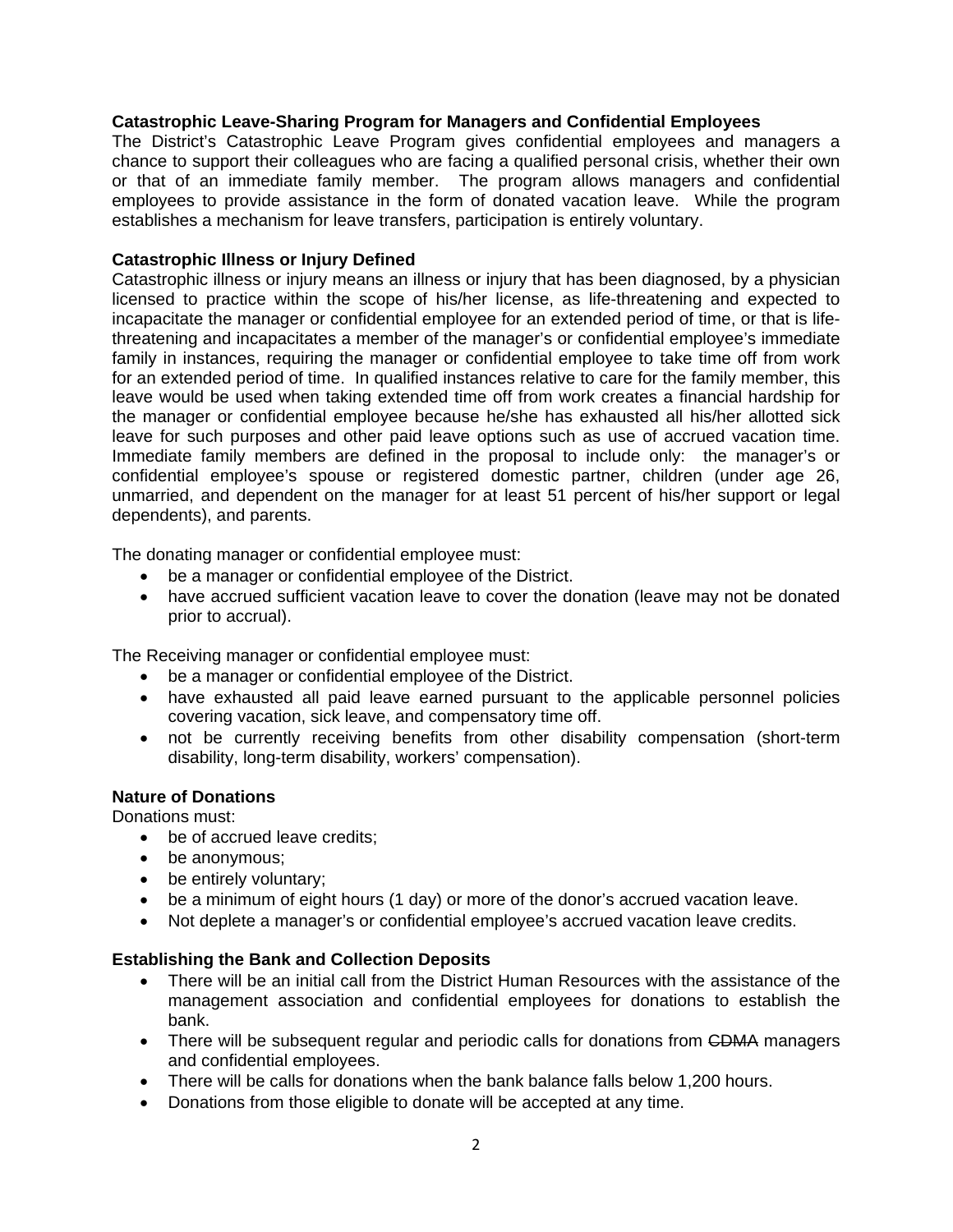**Catastrophic Leave-Sharing Program for Managers and Confidential Employees**

The District's Catastrophic Leave Program gives confidential employees and managers a chance to support their colleagues who are facing a qualified personal crisis, whether their own or that of an immediate family member. The program allows managers and confidential employees to provide assistance in the form of donated vacation leave. While the program establishes a mechanism for leave transfers, participation is entirely voluntary.

**Catastrophic Illness or Injury Defined**

Catastrophic illness or injury means an illness or injury that has been diagnosed, by a physician licensed to practice within the scope of his/her license, as life-threatening and expected to incapacitate the manager or confidential employee for an extended period of time, or that is life-threatening and incapacitates a member of the manager's or confidential employee's immediate family in instances, requiring the manager or confidential employee to take time off from work for an extended period of time. In qualified instances relative to care for the family member, this leave would be used when taking extended time off from work creates a financial hardship for the manager or confidential employee because he/she has exhausted all his/her allotted sick leave for such purposes and other paid leave options such as use of accrued vacation time. Immediate family members are defined in the proposal to include only: the manager's or confidential employee's spouse or registered domestic partner, children (under age 26, unmarried, and dependent on the manager for at least 51 percent of his/her support or legal dependents), and parents.

The donating manager or confidential employee must:

- be a manager or confidential employee of the District.
- have accrued sufficient vacation leave to cover the donation (leave may not be donated prior to accrual).

The Receiving manager or confidential employee must:

- be a manager or confidential employee of the District.
- have exhausted all paid leave earned pursuant to the applicable personnel policies covering vacation, sick leave, and compensatory time off.
- not be currently receiving benefits from other disability compensation (short-term disability, long-term disability, workers' compensation).

**Nature of Donations**

Donations must:

- be of accrued leave credits;
- be anonymous;
- be entirely voluntary;
- be a minimum of eight hours (1 day) or more of the donor's accrued vacation leave.
- Not deplete a manager's or confidential employee's accrued vacation leave credits.

**Establishing the Bank and Collection Deposits**

- There will be an initial call from the District Human Resources with the assistance of the management association and confidential employees for donations to establish the bank.
- There will be subsequent regular and periodic calls for donations from ~~CDMA~~ managers and confidential employees.
- There will be calls for donations when the bank balance falls below 1,200 hours.
- Donations from those eligible to donate will be accepted at any time.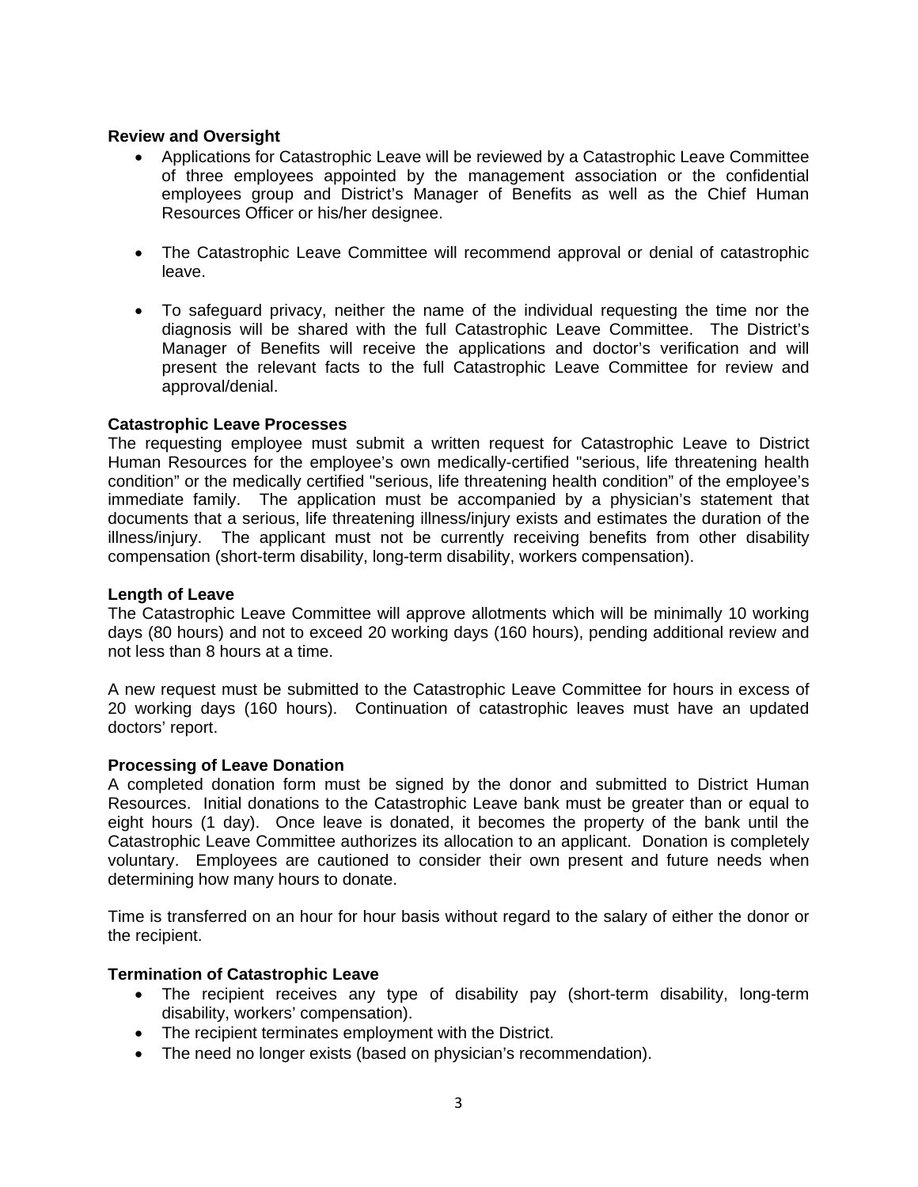**Review and Oversight**

- Applications for Catastrophic Leave will be reviewed by a Catastrophic Leave Committee of three employees appointed by the management association or the confidential employees group and District's Manager of Benefits as well as the Chief Human Resources Officer or his/her designee.

- The Catastrophic Leave Committee will recommend approval or denial of catastrophic leave.

- To safeguard privacy, neither the name of the individual requesting the time nor the diagnosis will be shared with the full Catastrophic Leave Committee. The District's Manager of Benefits will receive the applications and doctor's verification and will present the relevant facts to the full Catastrophic Leave Committee for review and approval/denial.

**Catastrophic Leave Processes**

The requesting employee must submit a written request for Catastrophic Leave to District Human Resources for the employee's own medically-certified "serious, life threatening health condition" or the medically certified "serious, life threatening health condition" of the employee's immediate family. The application must be accompanied by a physician's statement that documents that a serious, life threatening illness/injury exists and estimates the duration of the illness/injury. The applicant must not be currently receiving benefits from other disability compensation (short-term disability, long-term disability, workers compensation).

**Length of Leave**

The Catastrophic Leave Committee will approve allotments which will be minimally 10 working days (80 hours) and not to exceed 20 working days (160 hours), pending additional review and not less than 8 hours at a time.

A new request must be submitted to the Catastrophic Leave Committee for hours in excess of 20 working days (160 hours). Continuation of catastrophic leaves must have an updated doctors' report.

**Processing of Leave Donation**

A completed donation form must be signed by the donor and submitted to District Human Resources. Initial donations to the Catastrophic Leave bank must be greater than or equal to eight hours (1 day). Once leave is donated, it becomes the property of the bank until the Catastrophic Leave Committee authorizes its allocation to an applicant. Donation is completely voluntary. Employees are cautioned to consider their own present and future needs when determining how many hours to donate.

Time is transferred on an hour for hour basis without regard to the salary of either the donor or the recipient.

**Termination of Catastrophic Leave**

- The recipient receives any type of disability pay (short-term disability, long-term disability, workers' compensation).
- The recipient terminates employment with the District.
- The need no longer exists (based on physician's recommendation).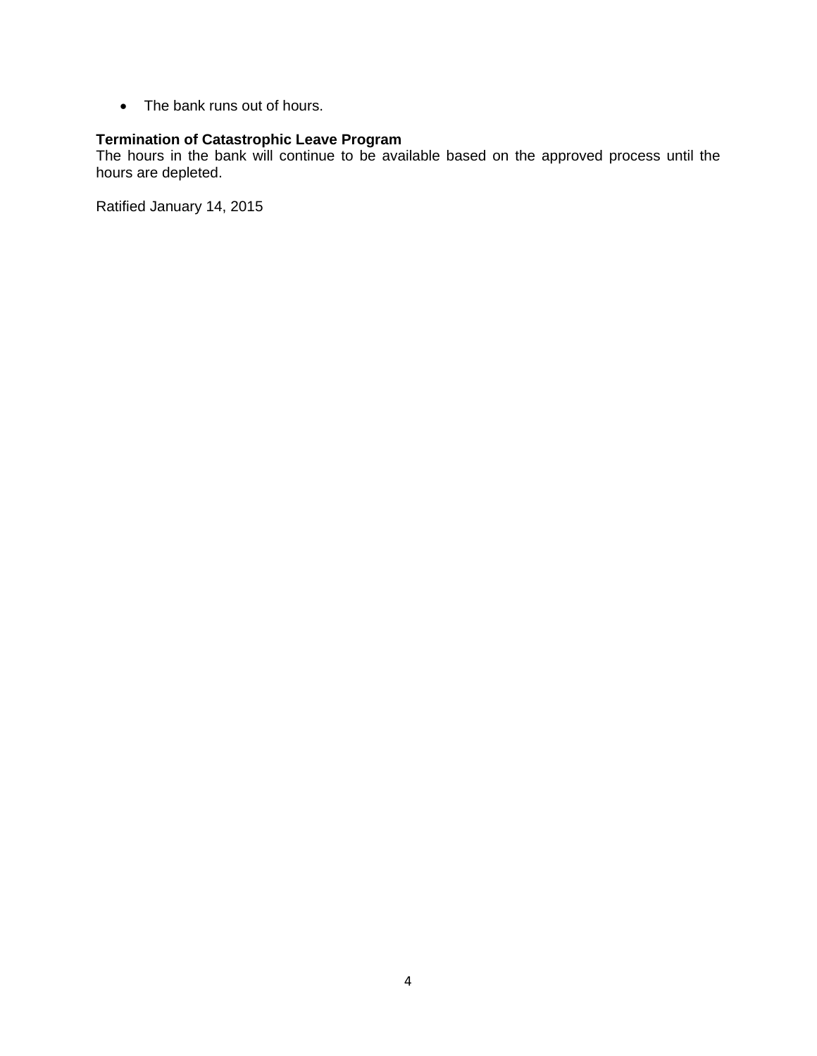- The bank runs out of hours.

**Termination of Catastrophic Leave Program**
The hours in the bank will continue to be available based on the approved process until the hours are depleted.

Ratified January 14, 2015